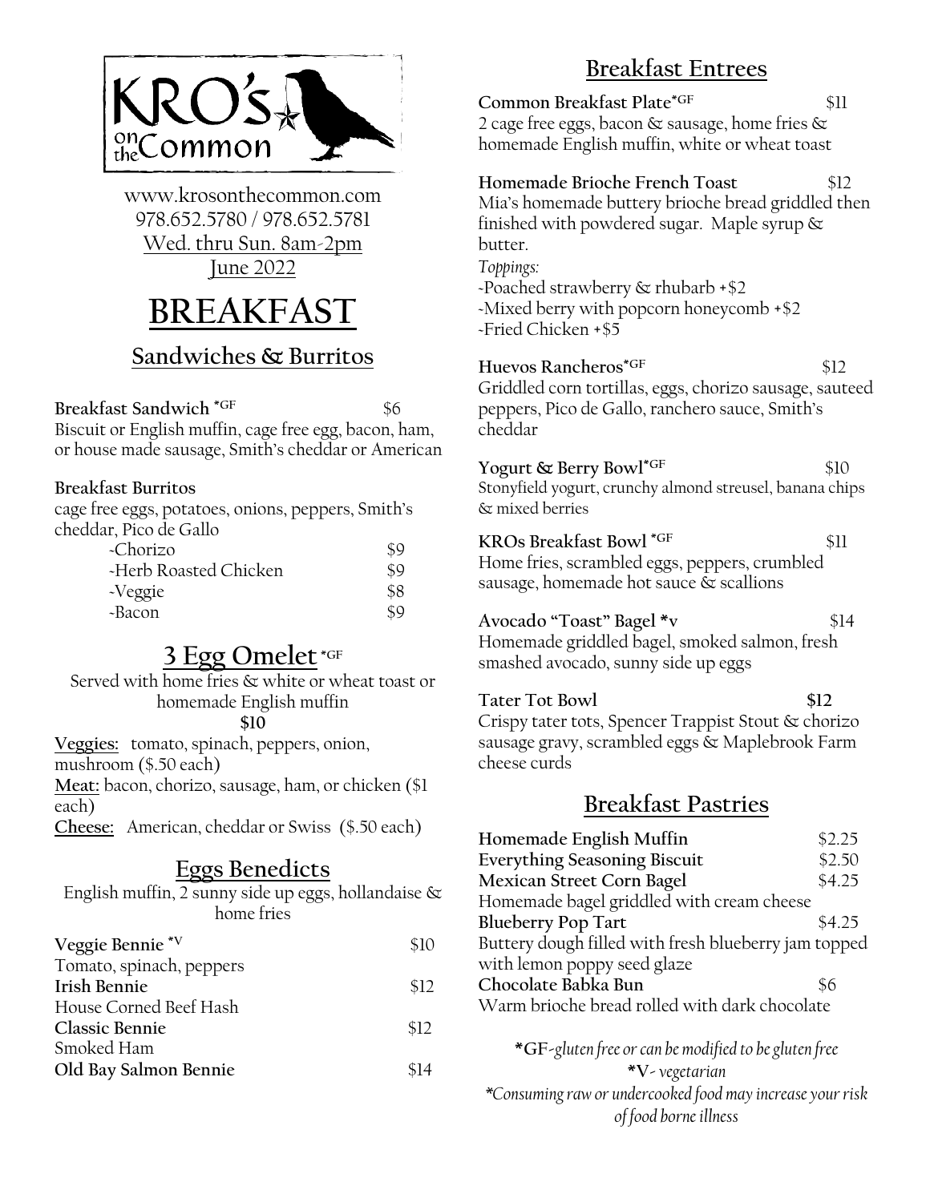KRO's on the Common

www.krosonthecommon.com
978.652.5780 / 978.652.5781
Wed. thru Sun. 8am-2pm
June 2022

# BREAKFAST

## Sandwiches & Burritos

**Breakfast Sandwich** *GF — $6
Biscuit or English muffin, cage free egg, bacon, ham, or house made sausage, Smith's cheddar or American

**Breakfast Burritos**
cage free eggs, potatoes, onions, peppers, Smith's cheddar, Pico de Gallo

| | |
|---|---|
| -Chorizo | $9 |
| -Herb Roasted Chicken | $9 |
| -Veggie | $8 |
| -Bacon | $9 |

## 3 Egg Omelet *GF

Served with home fries & white or wheat toast or homemade English muffin

**$10**

**Veggies:** tomato, spinach, peppers, onion, mushroom ($.50 each)
**Meat:** bacon, chorizo, sausage, ham, or chicken ($1 each)
**Cheese:** American, cheddar or Swiss ($.50 each)

## Eggs Benedicts

English muffin, 2 sunny side up eggs, hollandaise & home fries

| | |
|---|---|
| **Veggie Bennie** *V | $10 |
| Tomato, spinach, peppers | |
| **Irish Bennie** | $12 |
| House Corned Beef Hash | |
| **Classic Bennie** | $12 |
| Smoked Ham | |
| **Old Bay Salmon Bennie** | $14 |

## Breakfast Entrees

**Common Breakfast Plate***GF — $11
2 cage free eggs, bacon & sausage, home fries & homemade English muffin, white or wheat toast

**Homemade Brioche French Toast** — $12
Mia's homemade buttery brioche bread griddled then finished with powdered sugar. Maple syrup & butter.
*Toppings:*
-Poached strawberry & rhubarb +$2
-Mixed berry with popcorn honeycomb +$2
-Fried Chicken +$5

**Huevos Rancheros***GF — $12
Griddled corn tortillas, eggs, chorizo sausage, sauteed peppers, Pico de Gallo, ranchero sauce, Smith's cheddar

**Yogurt & Berry Bowl***GF — $10
Stonyfield yogurt, crunchy almond streusel, banana chips & mixed berries

**KROs Breakfast Bowl** *GF — $11
Home fries, scrambled eggs, peppers, crumbled sausage, homemade hot sauce & scallions

**Avocado "Toast" Bagel** *v — $14
Homemade griddled bagel, smoked salmon, fresh smashed avocado, sunny side up eggs

**Tater Tot Bowl** — **$12**
Crispy tater tots, Spencer Trappist Stout & chorizo sausage gravy, scrambled eggs & Maplebrook Farm cheese curds

## Breakfast Pastries

| | |
|---|---|
| **Homemade English Muffin** | $2.25 |
| **Everything Seasoning Biscuit** | $2.50 |
| **Mexican Street Corn Bagel** | $4.25 |
| Homemade bagel griddled with cream cheese | |
| **Blueberry Pop Tart** | $4.25 |
| Buttery dough filled with fresh blueberry jam topped with lemon poppy seed glaze | |
| **Chocolate Babka Bun** | $6 |
| Warm brioche bread rolled with dark chocolate | |

*GF-*gluten free or can be modified to be gluten free*
*V- *vegetarian*
*\*Consuming raw or undercooked food may increase your risk of food borne illness*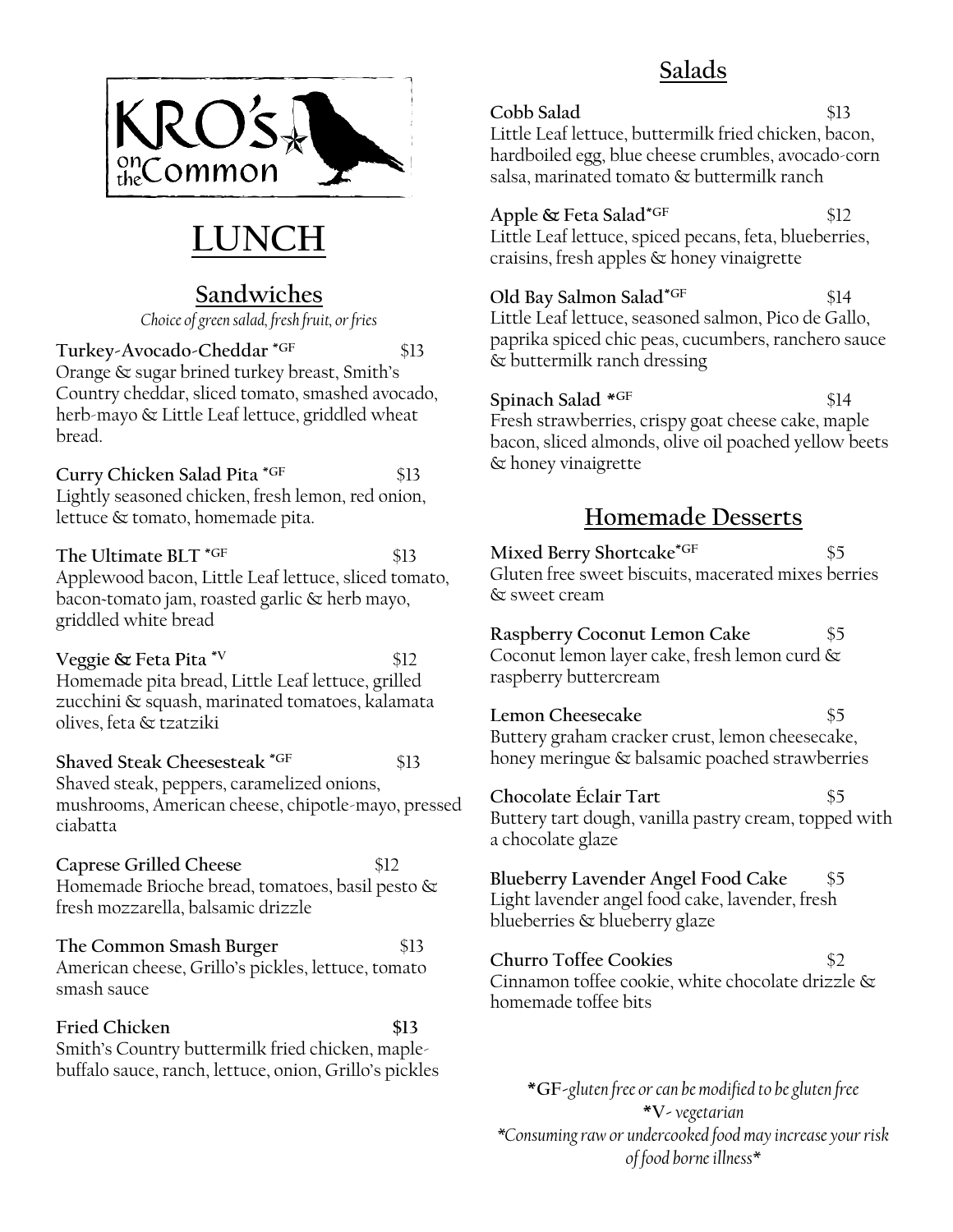KRO's on the Common

# LUNCH

## Sandwiches

*Choice of green salad, fresh fruit, or fries*

**Turkey-Avocado-Cheddar** *GF $13
Orange & sugar brined turkey breast, Smith's Country cheddar, sliced tomato, smashed avocado, herb-mayo & Little Leaf lettuce, griddled wheat bread.

**Curry Chicken Salad Pita** *GF $13
Lightly seasoned chicken, fresh lemon, red onion, lettuce & tomato, homemade pita.

**The Ultimate BLT** *GF $13
Applewood bacon, Little Leaf lettuce, sliced tomato, bacon-tomato jam, roasted garlic & herb mayo, griddled white bread

**Veggie & Feta Pita** *V $12
Homemade pita bread, Little Leaf lettuce, grilled zucchini & squash, marinated tomatoes, kalamata olives, feta & tzatziki

**Shaved Steak Cheesesteak** *GF $13
Shaved steak, peppers, caramelized onions, mushrooms, American cheese, chipotle-mayo, pressed ciabatta

**Caprese Grilled Cheese** $12
Homemade Brioche bread, tomatoes, basil pesto & fresh mozzarella, balsamic drizzle

**The Common Smash Burger** $13
American cheese, Grillo's pickles, lettuce, tomato smash sauce

**Fried Chicken** **$13**
Smith's Country buttermilk fried chicken, maple-buffalo sauce, ranch, lettuce, onion, Grillo's pickles

## Salads

**Cobb Salad** $13
Little Leaf lettuce, buttermilk fried chicken, bacon, hardboiled egg, blue cheese crumbles, avocado-corn salsa, marinated tomato & buttermilk ranch

**Apple & Feta Salad** *GF $12
Little Leaf lettuce, spiced pecans, feta, blueberries, craisins, fresh apples & honey vinaigrette

**Old Bay Salmon Salad** *GF $14
Little Leaf lettuce, seasoned salmon, Pico de Gallo, paprika spiced chic peas, cucumbers, ranchero sauce & buttermilk ranch dressing

**Spinach Salad** *GF $14
Fresh strawberries, crispy goat cheese cake, maple bacon, sliced almonds, olive oil poached yellow beets & honey vinaigrette

## Homemade Desserts

**Mixed Berry Shortcake** *GF $5
Gluten free sweet biscuits, macerated mixes berries & sweet cream

**Raspberry Coconut Lemon Cake** $5
Coconut lemon layer cake, fresh lemon curd & raspberry buttercream

**Lemon Cheesecake** $5
Buttery graham cracker crust, lemon cheesecake, honey meringue & balsamic poached strawberries

**Chocolate Éclair Tart** $5
Buttery tart dough, vanilla pastry cream, topped with a chocolate glaze

**Blueberry Lavender Angel Food Cake** $5
Light lavender angel food cake, lavender, fresh blueberries & blueberry glaze

**Churro Toffee Cookies** $2
Cinnamon toffee cookie, white chocolate drizzle & homemade toffee bits

*GF-*gluten free or can be modified to be gluten free*
*V- *vegetarian*
*\*Consuming raw or undercooked food may increase your risk of food borne illness\**